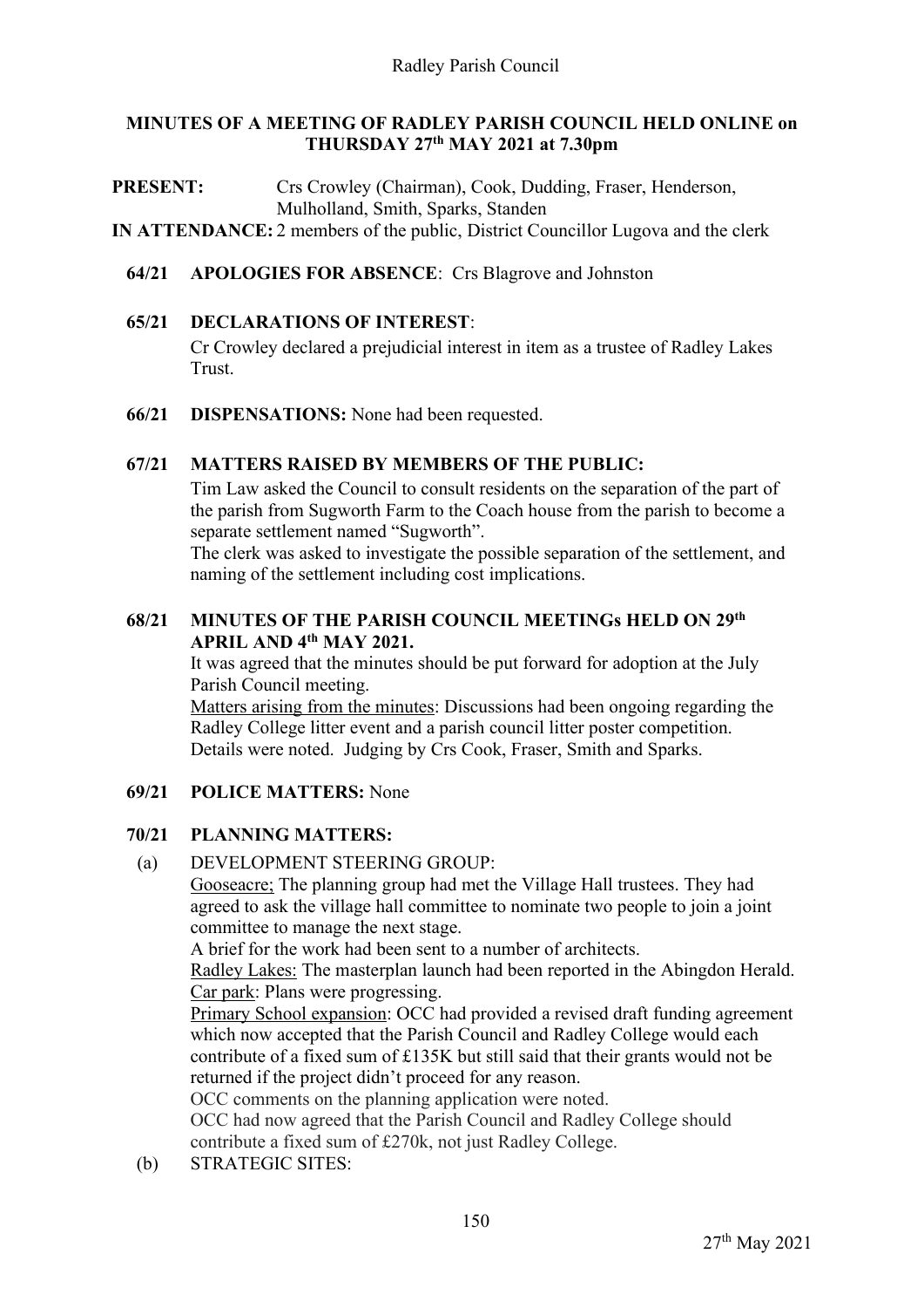# MINUTES OF A MEETING OF RADLEY PARISH COUNCIL HELD ONLINE on THURSDAY 27th MAY 2021 at 7.30pm

**PRESENT:** Crs Crowley (Chairman), Cook, Dudding, Fraser, Henderson, Mulholland, Smith, Sparks, Standen

**IN ATTENDANCE:** 2 members of the public, District Councillor Lugova and the clerk

**64/21 APOLOGIES FOR ABSENCE**: Crs Blagrove and Johnston

**65/21 DECLARATIONS OF INTEREST**:

Cr Crowley declared a prejudicial interest in item as a trustee of Radley Lakes Trust.

**66/21 DISPENSATIONS:** None had been requested.

**67/21 MATTERS RAISED BY MEMBERS OF THE PUBLIC:**

Tim Law asked the Council to consult residents on the separation of the part of the parish from Sugworth Farm to the Coach house from the parish to become a separate settlement named "Sugworth".

The clerk was asked to investigate the possible separation of the settlement, and naming of the settlement including cost implications.

**68/21 MINUTES OF THE PARISH COUNCIL MEETINGs HELD ON 29th APRIL AND 4th MAY 2021.**

It was agreed that the minutes should be put forward for adoption at the July Parish Council meeting.

Matters arising from the minutes: Discussions had been ongoing regarding the Radley College litter event and a parish council litter poster competition. Details were noted. Judging by Crs Cook, Fraser, Smith and Sparks.

**69/21 POLICE MATTERS:** None

**70/21 PLANNING MATTERS:**

(a) DEVELOPMENT STEERING GROUP:

Gooseacre; The planning group had met the Village Hall trustees. They had agreed to ask the village hall committee to nominate two people to join a joint committee to manage the next stage.

A brief for the work had been sent to a number of architects.

Radley Lakes: The masterplan launch had been reported in the Abingdon Herald.

Car park: Plans were progressing.

Primary School expansion: OCC had provided a revised draft funding agreement which now accepted that the Parish Council and Radley College would each contribute of a fixed sum of £135K but still said that their grants would not be returned if the project didn't proceed for any reason.

OCC comments on the planning application were noted.

OCC had now agreed that the Parish Council and Radley College should contribute a fixed sum of £270k, not just Radley College.

(b) STRATEGIC SITES: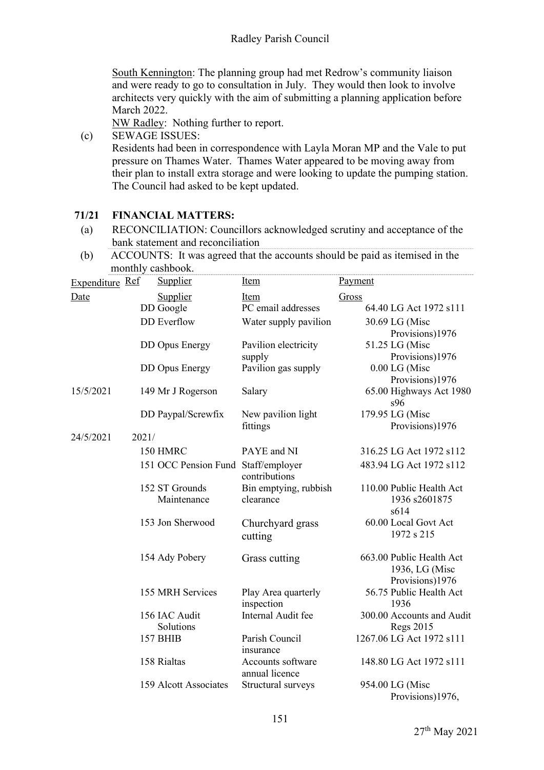South Kennington: The planning group had met Redrow's community liaison and were ready to go to consultation in July. They would then look to involve architects very quickly with the aim of submitting a planning application before March 2022.

NW Radley: Nothing further to report.

(c) SEWAGE ISSUES:
Residents had been in correspondence with Layla Moran MP and the Vale to put pressure on Thames Water. Thames Water appeared to be moving away from their plan to install extra storage and were looking to update the pumping station. The Council had asked to be kept updated.

## 71/21 FINANCIAL MATTERS:

(a) RECONCILIATION: Councillors acknowledged scrutiny and acceptance of the bank statement and reconciliation

(b) ACCOUNTS: It was agreed that the accounts should be paid as itemised in the monthly cashbook.

| Expenditure Date | Ref | Supplier | Item | Payment Gross | |
|---|---|---|---|---|---|
| | DD | Google | PC email addresses | 64.40 | LG Act 1972 s111 |
| | DD | Everflow | Water supply pavilion | 30.69 | LG (Misc Provisions)1976 |
| | DD | Opus Energy | Pavilion electricity supply | 51.25 | LG (Misc Provisions)1976 |
| | DD | Opus Energy | Pavilion gas supply | 0.00 | LG (Misc Provisions)1976 |
| 15/5/2021 | 149 | Mr J Rogerson | Salary | 65.00 | Highways Act 1980 s96 |
| | DD | Paypal/Screwfix | New pavilion light fittings | 179.95 | LG (Misc Provisions)1976 |
| 24/5/2021 | 2021/ | | | | |
| | 150 | HMRC | PAYE and NI | 316.25 | LG Act 1972 s112 |
| | 151 | OCC Pension Fund | Staff/employer contributions | 483.94 | LG Act 1972 s112 |
| | 152 | ST Grounds Maintenance | Bin emptying, rubbish clearance | 110.00 | Public Health Act 1936 s2601875 s614 |
| | 153 | Jon Sherwood | Churchyard grass cutting | 60.00 | Local Govt Act 1972 s 215 |
| | 154 | Ady Pobery | Grass cutting | 663.00 | Public Health Act 1936, LG (Misc Provisions)1976 |
| | 155 | MRH Services | Play Area quarterly inspection | 56.75 | Public Health Act 1936 |
| | 156 | IAC Audit Solutions | Internal Audit fee | 300.00 | Accounts and Audit Regs 2015 |
| | 157 | BHIB | Parish Council insurance | 1267.06 | LG Act 1972 s111 |
| | 158 | Rialtas | Accounts software annual licence | 148.80 | LG Act 1972 s111 |
| | 159 | Alcott Associates | Structural surveys | 954.00 | LG (Misc Provisions)1976, |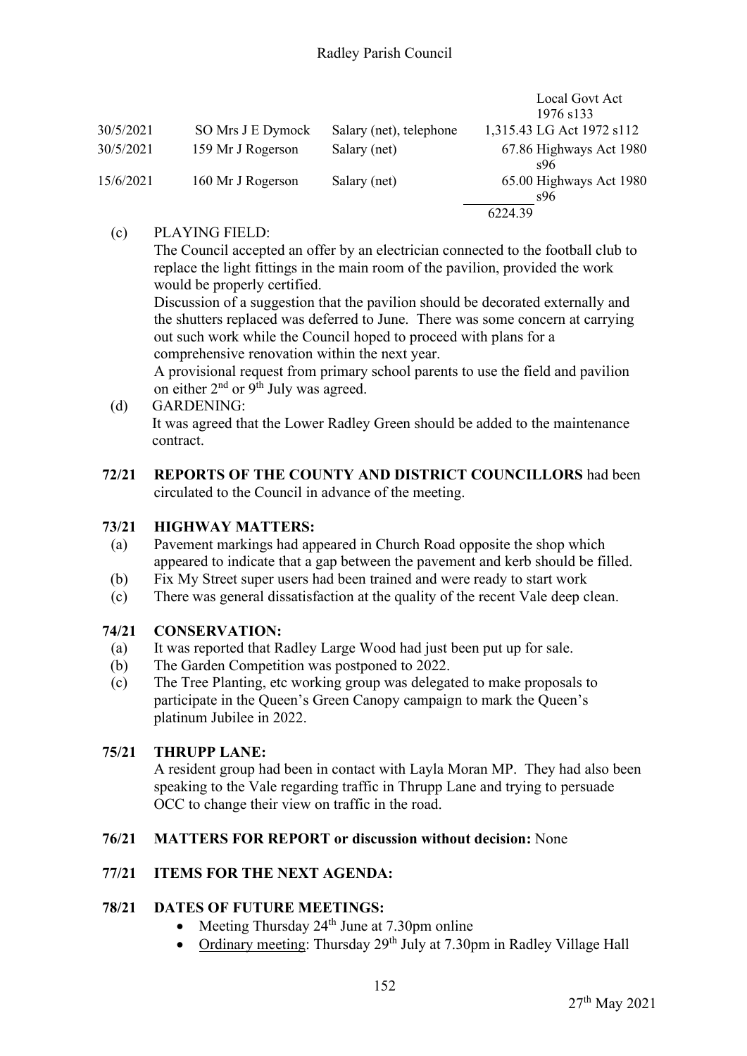| | | | | |
|---|---|---|---|---|
| | | | | Local Govt Act 1976 s133 |
| 30/5/2021 | SO Mrs J E Dymock | Salary (net), telephone | 1,315.43 | LG Act 1972 s112 |
| 30/5/2021 | 159 Mr J Rogerson | Salary (net) | 67.86 | Highways Act 1980 s96 |
| 15/6/2021 | 160 Mr J Rogerson | Salary (net) | 65.00 | Highways Act 1980 s96 |
| | | | 6224.39 | |

(c) PLAYING FIELD:
The Council accepted an offer by an electrician connected to the football club to replace the light fittings in the main room of the pavilion, provided the work would be properly certified.
Discussion of a suggestion that the pavilion should be decorated externally and the shutters replaced was deferred to June. There was some concern at carrying out such work while the Council hoped to proceed with plans for a comprehensive renovation within the next year.
A provisional request from primary school parents to use the field and pavilion on either 2nd or 9th July was agreed.

(d) GARDENING:
It was agreed that the Lower Radley Green should be added to the maintenance contract.

**72/21 REPORTS OF THE COUNTY AND DISTRICT COUNCILLORS** had been circulated to the Council in advance of the meeting.

**73/21 HIGHWAY MATTERS:**

(a) Pavement markings had appeared in Church Road opposite the shop which appeared to indicate that a gap between the pavement and kerb should be filled.
(b) Fix My Street super users had been trained and were ready to start work
(c) There was general dissatisfaction at the quality of the recent Vale deep clean.

**74/21 CONSERVATION:**

(a) It was reported that Radley Large Wood had just been put up for sale.
(b) The Garden Competition was postponed to 2022.
(c) The Tree Planting, etc working group was delegated to make proposals to participate in the Queen's Green Canopy campaign to mark the Queen's platinum Jubilee in 2022.

**75/21 THRUPP LANE:**
A resident group had been in contact with Layla Moran MP. They had also been speaking to the Vale regarding traffic in Thrupp Lane and trying to persuade OCC to change their view on traffic in the road.

**76/21 MATTERS FOR REPORT or discussion without decision:** None

**77/21 ITEMS FOR THE NEXT AGENDA:**

**78/21 DATES OF FUTURE MEETINGS:**

- Meeting Thursday 24th June at 7.30pm online
- Ordinary meeting: Thursday 29th July at 7.30pm in Radley Village Hall

27th May 2021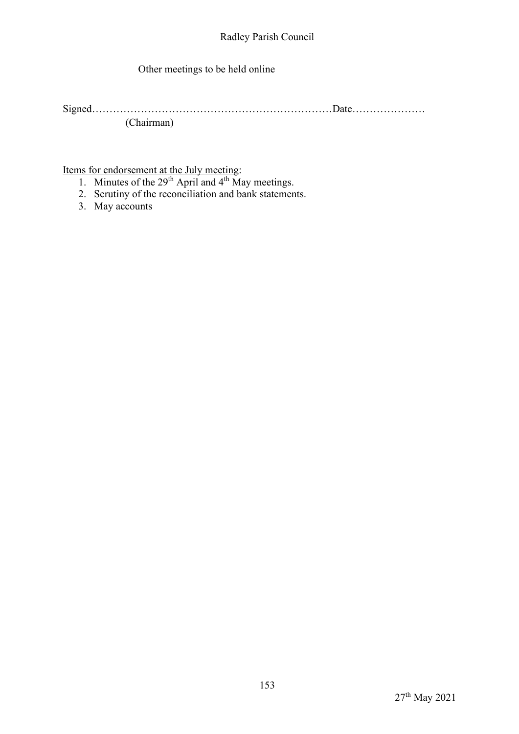Other meetings to be held online

Signed……………………………………………………………Date…………………
(Chairman)

Items for endorsement at the July meeting:

1. Minutes of the 29th April and 4th May meetings.
2. Scrutiny of the reconciliation and bank statements.
3. May accounts